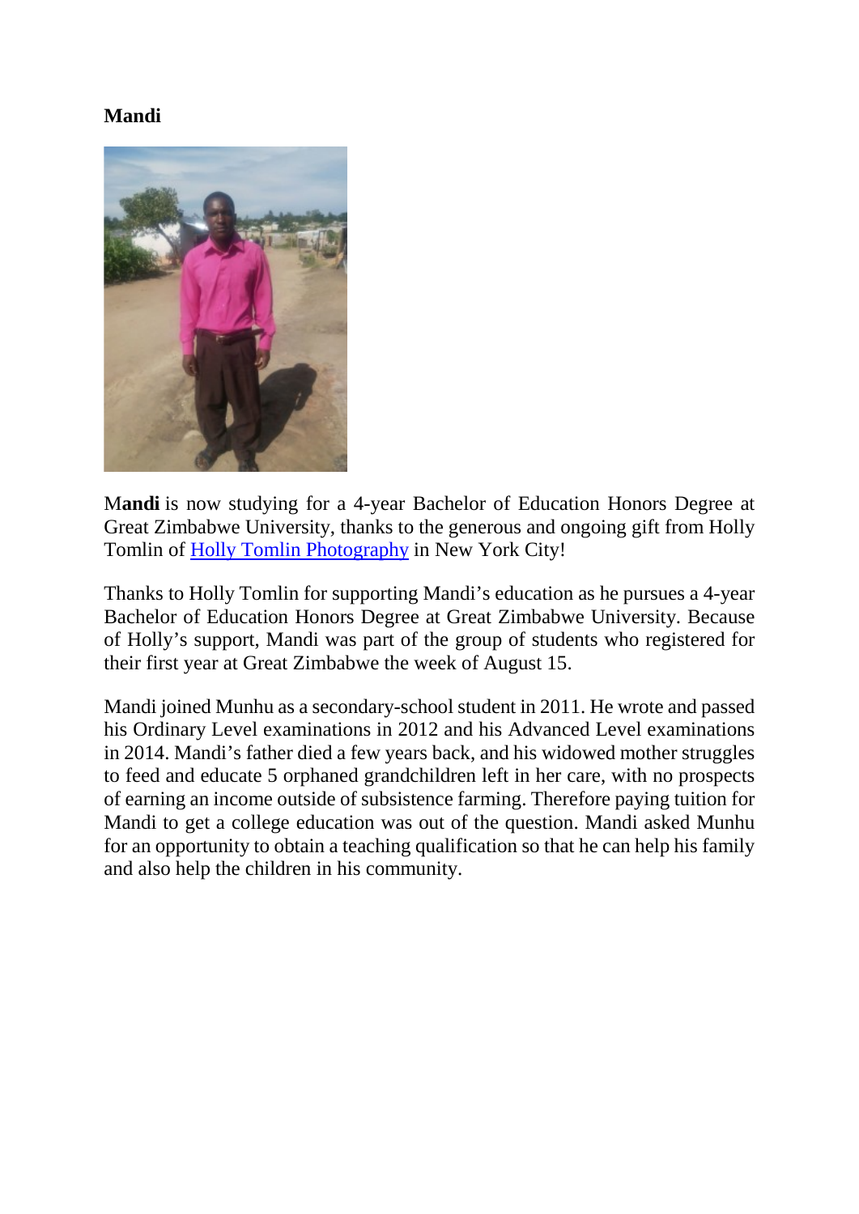**Mandi**

**Mandi** is now studying for a 4-year Bachelor of Education Honors Degree at Great Zimbabwe University, thanks to the generous and ongoing gift from Holly Tomlin of Holly Tomlin Photography in New York City!

Thanks to Holly Tomlin for supporting Mandi's education as he pursues a 4-year Bachelor of Education Honors Degree at Great Zimbabwe University. Because of Holly's support, Mandi was part of the group of students who registered for their first year at Great Zimbabwe the week of August 15.

Mandi joined Munhu as a secondary-school student in 2011. He wrote and passed his Ordinary Level examinations in 2012 and his Advanced Level examinations in 2014. Mandi's father died a few years back, and his widowed mother struggles to feed and educate 5 orphaned grandchildren left in her care, with no prospects of earning an income outside of subsistence farming. Therefore paying tuition for Mandi to get a college education was out of the question. Mandi asked Munhu for an opportunity to obtain a teaching qualification so that he can help his family and also help the children in his community.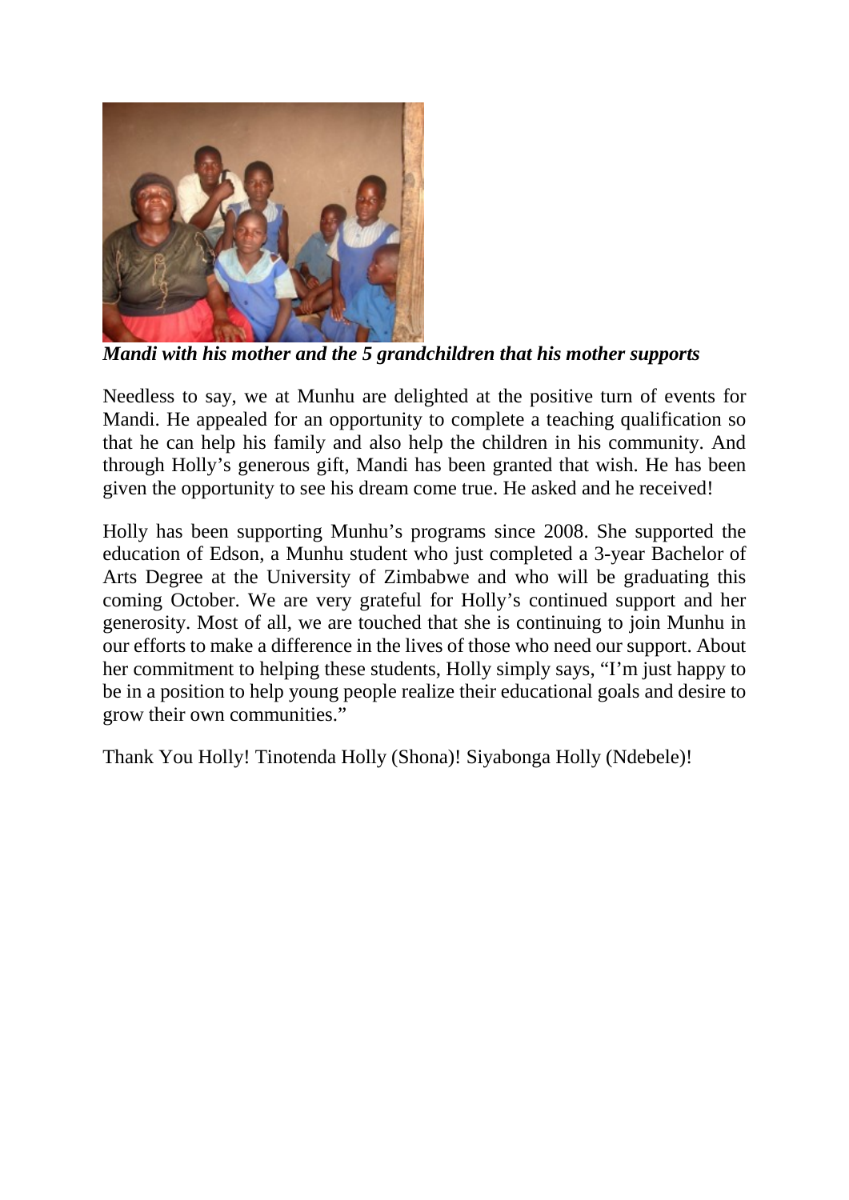*Mandi with his mother and the 5 grandchildren that his mother supports*

Needless to say, we at Munhu are delighted at the positive turn of events for Mandi. He appealed for an opportunity to complete a teaching qualification so that he can help his family and also help the children in his community. And through Holly's generous gift, Mandi has been granted that wish. He has been given the opportunity to see his dream come true. He asked and he received!

Holly has been supporting Munhu's programs since 2008. She supported the education of Edson, a Munhu student who just completed a 3-year Bachelor of Arts Degree at the University of Zimbabwe and who will be graduating this coming October. We are very grateful for Holly's continued support and her generosity. Most of all, we are touched that she is continuing to join Munhu in our efforts to make a difference in the lives of those who need our support. About her commitment to helping these students, Holly simply says, "I'm just happy to be in a position to help young people realize their educational goals and desire to grow their own communities."

Thank You Holly! Tinotenda Holly (Shona)! Siyabonga Holly (Ndebele)!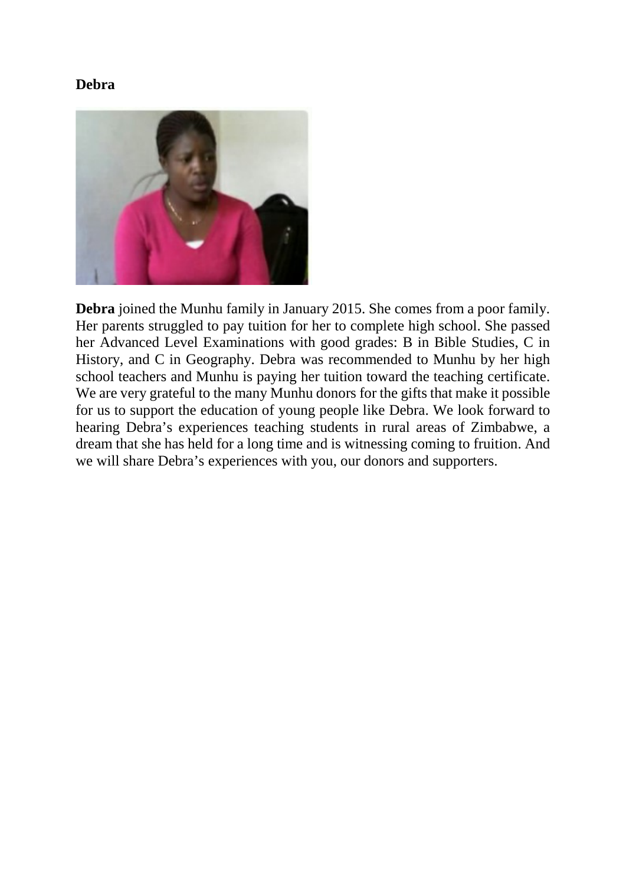**Debra**

**Debra** joined the Munhu family in January 2015. She comes from a poor family. Her parents struggled to pay tuition for her to complete high school. She passed her Advanced Level Examinations with good grades: B in Bible Studies, C in History, and C in Geography. Debra was recommended to Munhu by her high school teachers and Munhu is paying her tuition toward the teaching certificate. We are very grateful to the many Munhu donors for the gifts that make it possible for us to support the education of young people like Debra. We look forward to hearing Debra's experiences teaching students in rural areas of Zimbabwe, a dream that she has held for a long time and is witnessing coming to fruition. And we will share Debra's experiences with you, our donors and supporters.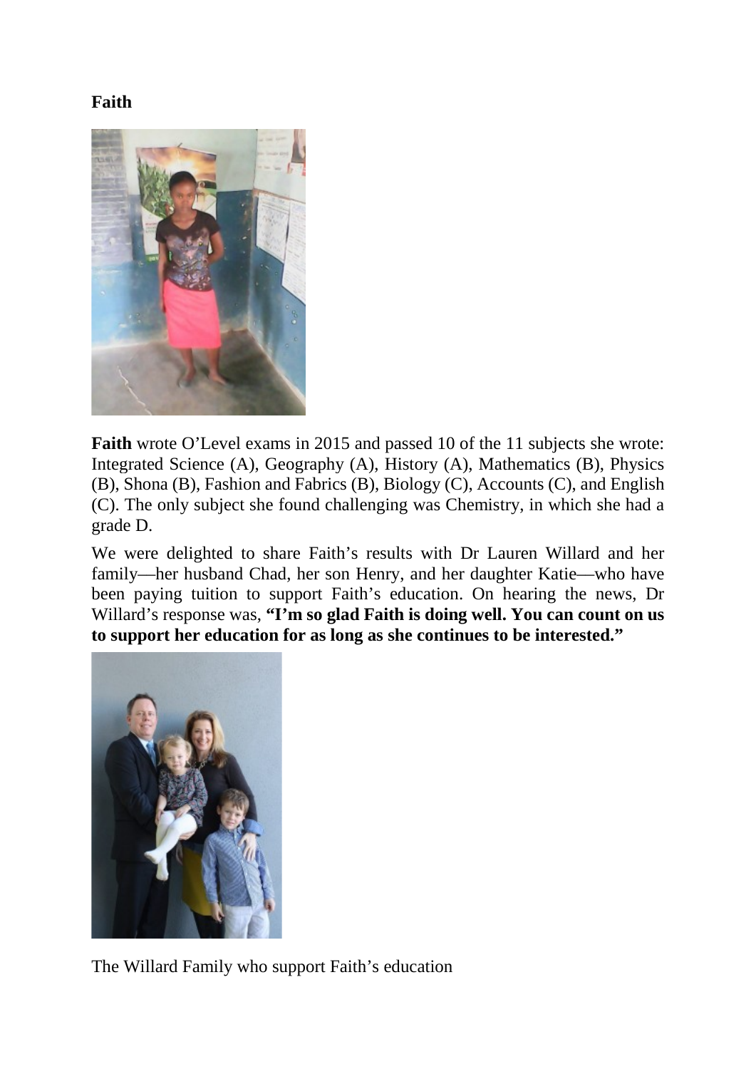**Faith**

**Faith** wrote O'Level exams in 2015 and passed 10 of the 11 subjects she wrote: Integrated Science (A), Geography (A), History (A), Mathematics (B), Physics (B), Shona (B), Fashion and Fabrics (B), Biology (C), Accounts (C), and English (C). The only subject she found challenging was Chemistry, in which she had a grade D.

We were delighted to share Faith's results with Dr Lauren Willard and her family—her husband Chad, her son Henry, and her daughter Katie—who have been paying tuition to support Faith's education. On hearing the news, Dr Willard's response was, **"I'm so glad Faith is doing well. You can count on us to support her education for as long as she continues to be interested."**

The Willard Family who support Faith's education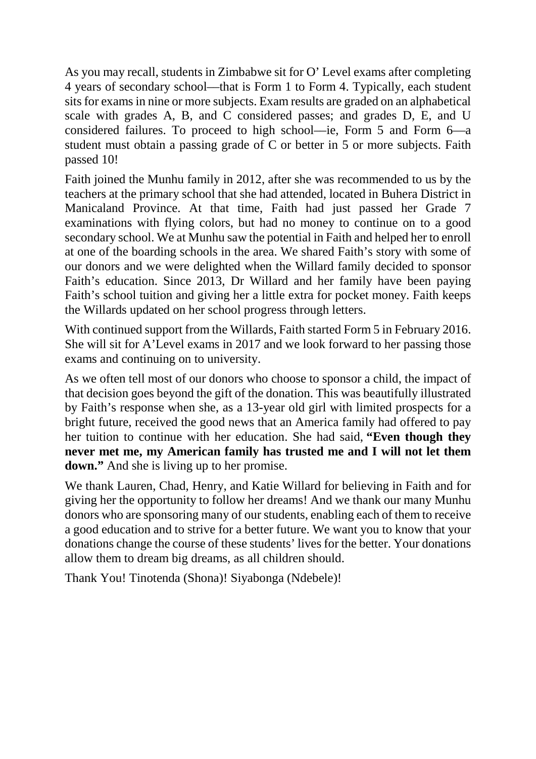As you may recall, students in Zimbabwe sit for O' Level exams after completing 4 years of secondary school—that is Form 1 to Form 4. Typically, each student sits for exams in nine or more subjects. Exam results are graded on an alphabetical scale with grades A, B, and C considered passes; and grades D, E, and U considered failures. To proceed to high school—ie, Form 5 and Form 6—a student must obtain a passing grade of C or better in 5 or more subjects. Faith passed 10!

Faith joined the Munhu family in 2012, after she was recommended to us by the teachers at the primary school that she had attended, located in Buhera District in Manicaland Province. At that time, Faith had just passed her Grade 7 examinations with flying colors, but had no money to continue on to a good secondary school. We at Munhu saw the potential in Faith and helped her to enroll at one of the boarding schools in the area. We shared Faith's story with some of our donors and we were delighted when the Willard family decided to sponsor Faith's education. Since 2013, Dr Willard and her family have been paying Faith's school tuition and giving her a little extra for pocket money. Faith keeps the Willards updated on her school progress through letters.

With continued support from the Willards, Faith started Form 5 in February 2016. She will sit for A'Level exams in 2017 and we look forward to her passing those exams and continuing on to university.

As we often tell most of our donors who choose to sponsor a child, the impact of that decision goes beyond the gift of the donation. This was beautifully illustrated by Faith's response when she, as a 13-year old girl with limited prospects for a bright future, received the good news that an America family had offered to pay her tuition to continue with her education. She had said, **"Even though they never met me, my American family has trusted me and I will not let them down."** And she is living up to her promise.

We thank Lauren, Chad, Henry, and Katie Willard for believing in Faith and for giving her the opportunity to follow her dreams! And we thank our many Munhu donors who are sponsoring many of our students, enabling each of them to receive a good education and to strive for a better future. We want you to know that your donations change the course of these students' lives for the better. Your donations allow them to dream big dreams, as all children should.

Thank You! Tinotenda (Shona)! Siyabonga (Ndebele)!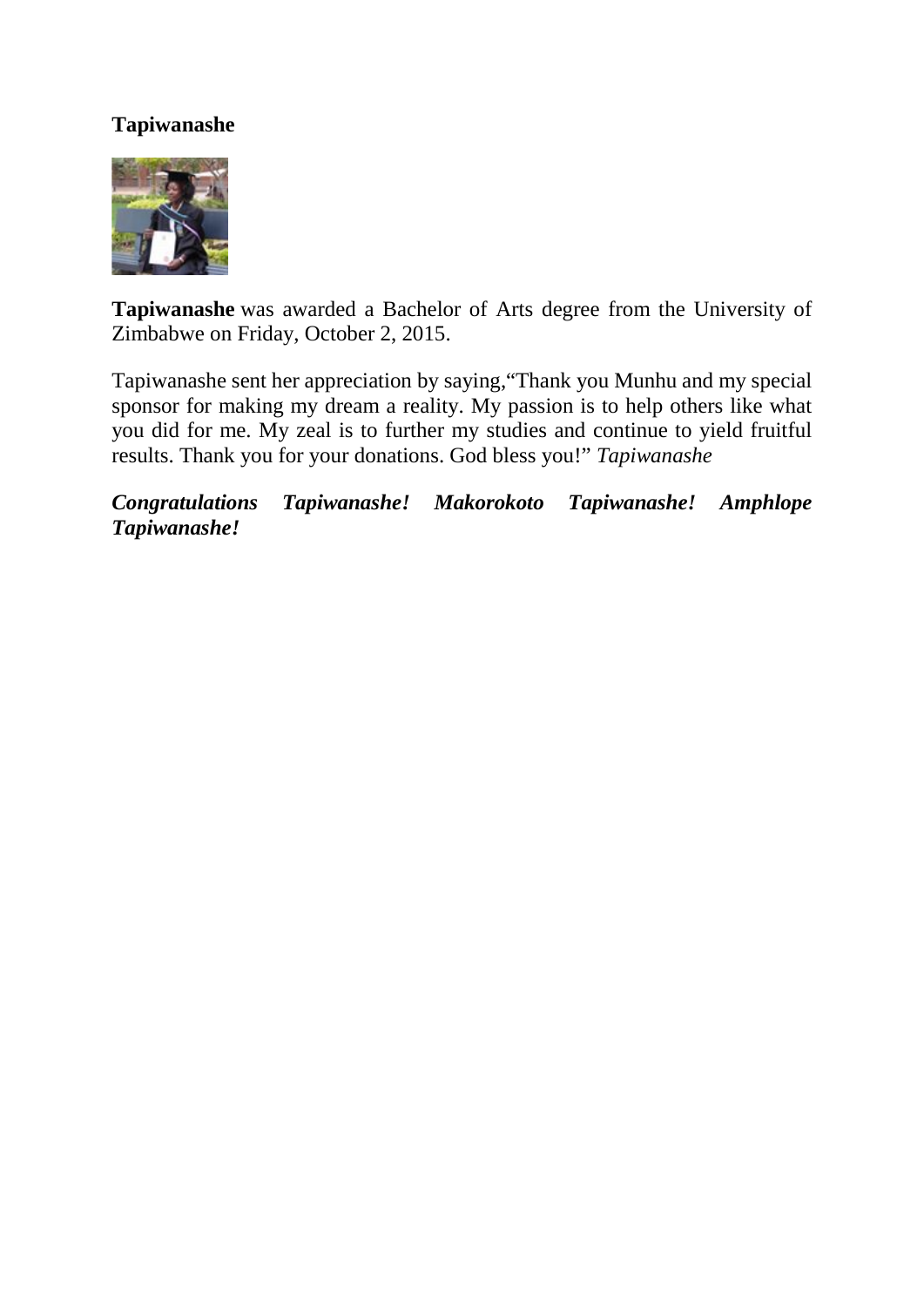**Tapiwanashe**

**Tapiwanashe** was awarded a Bachelor of Arts degree from the University of Zimbabwe on Friday, October 2, 2015.

Tapiwanashe sent her appreciation by saying,"Thank you Munhu and my special sponsor for making my dream a reality. My passion is to help others like what you did for me. My zeal is to further my studies and continue to yield fruitful results. Thank you for your donations. God bless you!" *Tapiwanashe*

***Congratulations Tapiwanashe! Makorokoto Tapiwanashe! Amphlope Tapiwanashe!***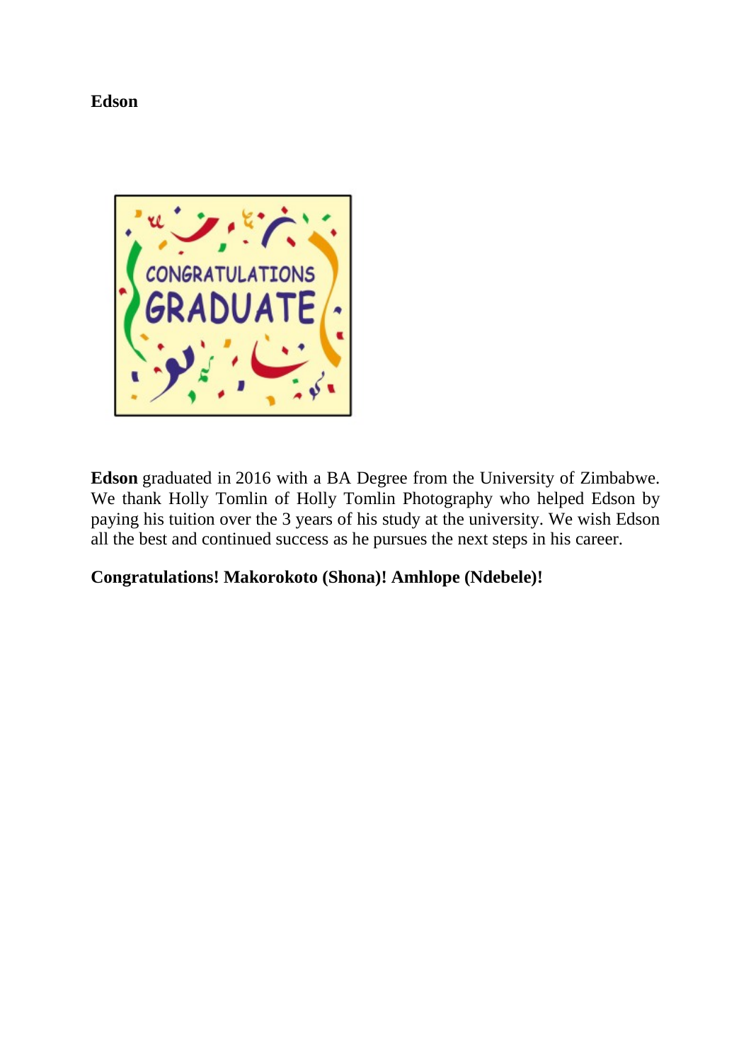**Edson**

**Edson** graduated in 2016 with a BA Degree from the University of Zimbabwe. We thank Holly Tomlin of Holly Tomlin Photography who helped Edson by paying his tuition over the 3 years of his study at the university. We wish Edson all the best and continued success as he pursues the next steps in his career.

**Congratulations! Makorokoto (Shona)! Amhlope (Ndebele)!**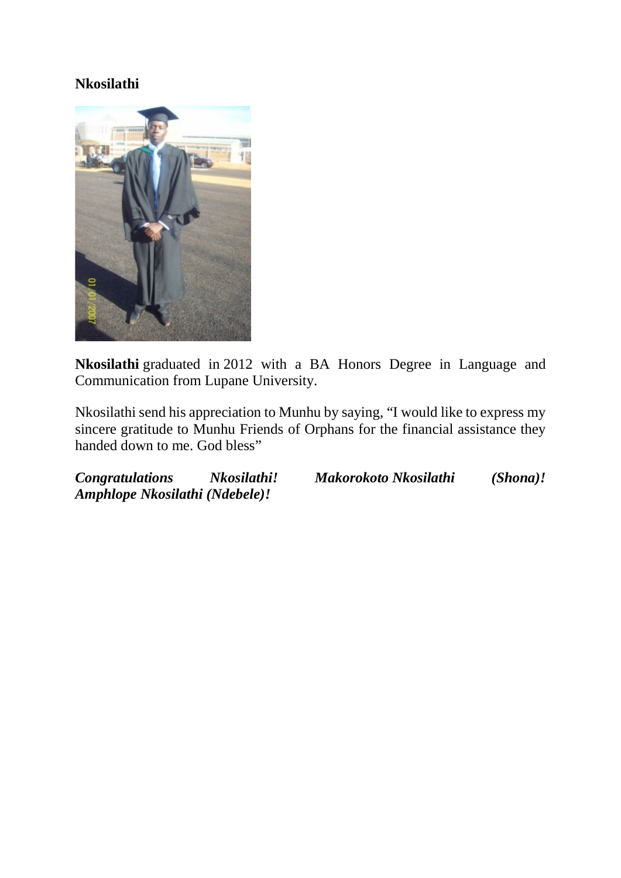**Nkosilathi**

**Nkosilathi** graduated in 2012 with a BA Honors Degree in Language and Communication from Lupane University.

Nkosilathi send his appreciation to Munhu by saying, "I would like to express my sincere gratitude to Munhu Friends of Orphans for the financial assistance they handed down to me. God bless"

***Congratulations Nkosilathi! Makorokoto Nkosilathi (Shona)! Amphlope Nkosilathi (Ndebele)!***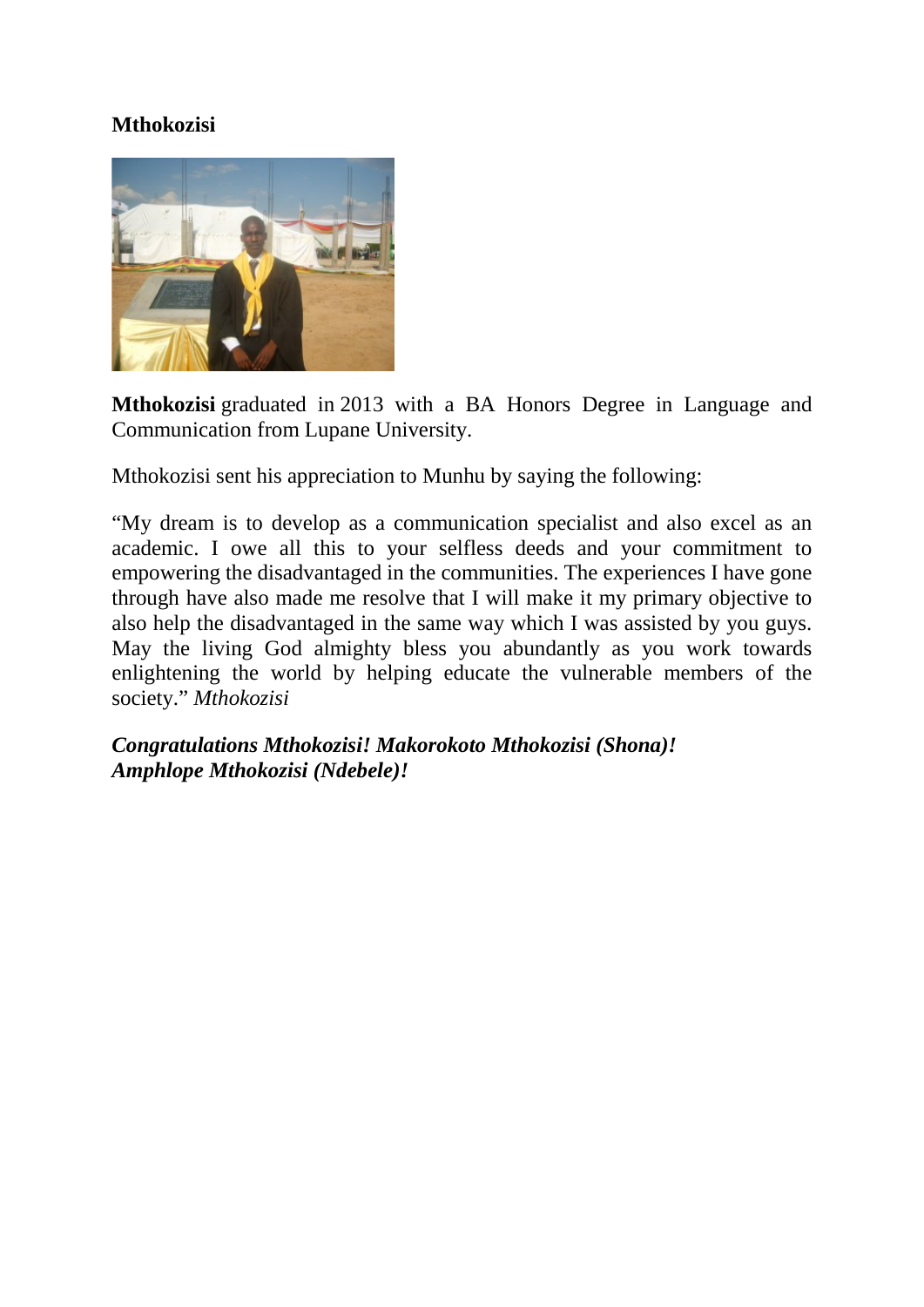**Mthokozisi**

**Mthokozisi** graduated in 2013 with a BA Honors Degree in Language and Communication from Lupane University.

Mthokozisi sent his appreciation to Munhu by saying the following:

"My dream is to develop as a communication specialist and also excel as an academic. I owe all this to your selfless deeds and your commitment to empowering the disadvantaged in the communities. The experiences I have gone through have also made me resolve that I will make it my primary objective to also help the disadvantaged in the same way which I was assisted by you guys. May the living God almighty bless you abundantly as you work towards enlightening the world by helping educate the vulnerable members of the society." *Mthokozisi*

***Congratulations Mthokozisi! Makorokoto Mthokozisi (Shona)!***
***Amphlope Mthokozisi (Ndebele)!***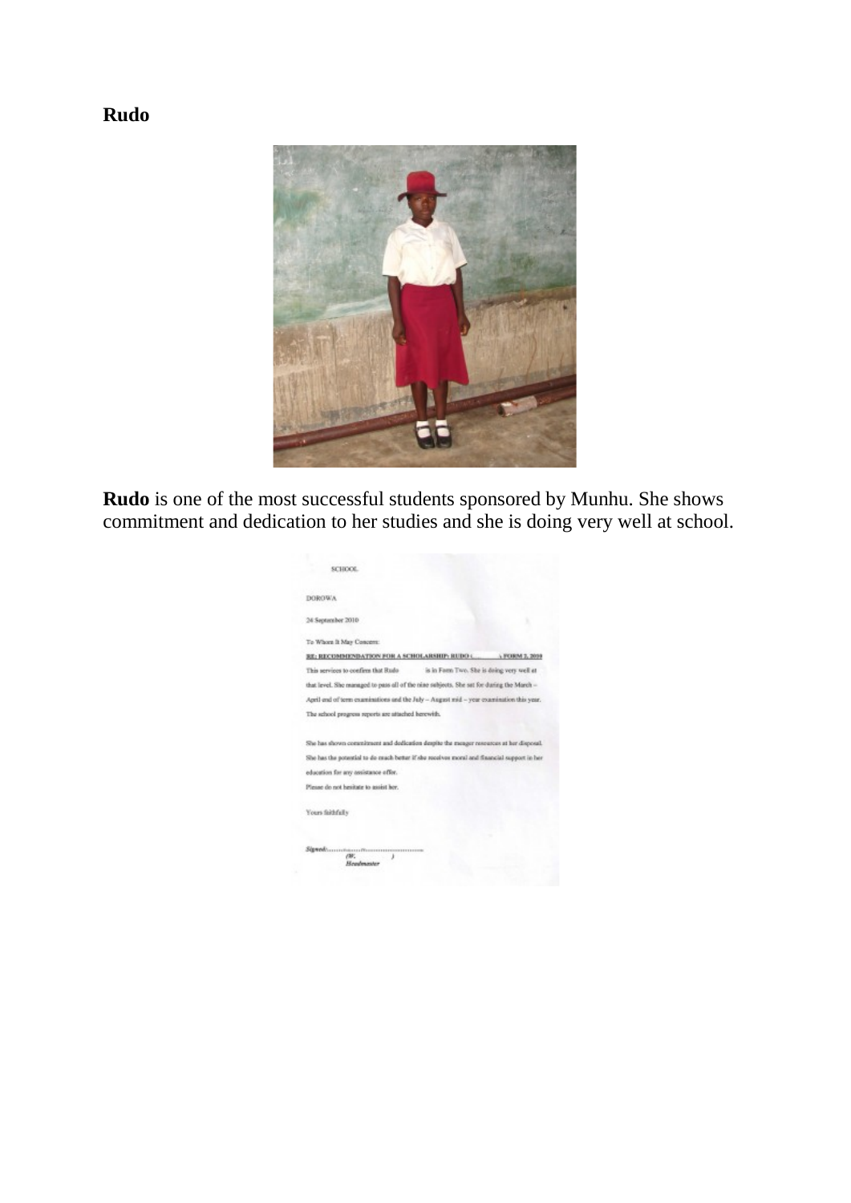**Rudo**

**Rudo** is one of the most successful students sponsored by Munhu. She shows commitment and dedication to her studies and she is doing very well at school.

SCHOOL

DOROWA

24 September 2010

To Whom It May Concern:

**RE: RECOMMENDATION FOR A SCHOLARSHIP: RUDO ( ) FORM 2, 2010**

This services to confirm that Rudo is in Form Two. She is doing very well at that level. She managed to pass all of the nine subjects. She sat for during the March – April end of term examinations and the July – August mid – year examination this year. The school progress reports are attached herewith.

She has shown commitment and dedication despite the meager resources at her disposal. She has the potential to do much better if she receives moral and financial support in her education for any assistance offer.

Please do not hesitate to assist her.

Yours faithfully

*Signed:*..........................................

*(W. )*
*Headmaster*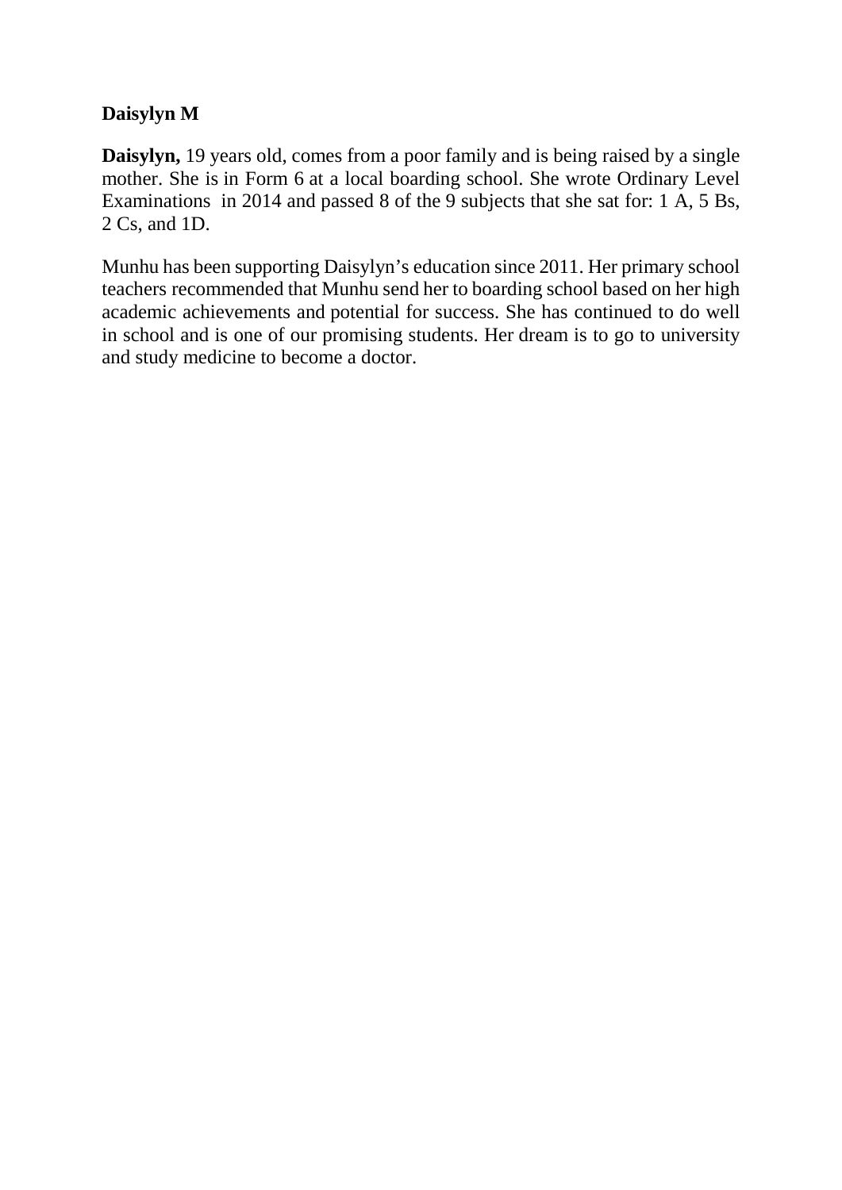**Daisylyn M**

**Daisylyn,** 19 years old, comes from a poor family and is being raised by a single mother. She is in Form 6 at a local boarding school. She wrote Ordinary Level Examinations in 2014 and passed 8 of the 9 subjects that she sat for: 1 A, 5 Bs, 2 Cs, and 1D.

Munhu has been supporting Daisylyn's education since 2011. Her primary school teachers recommended that Munhu send her to boarding school based on her high academic achievements and potential for success. She has continued to do well in school and is one of our promising students. Her dream is to go to university and study medicine to become a doctor.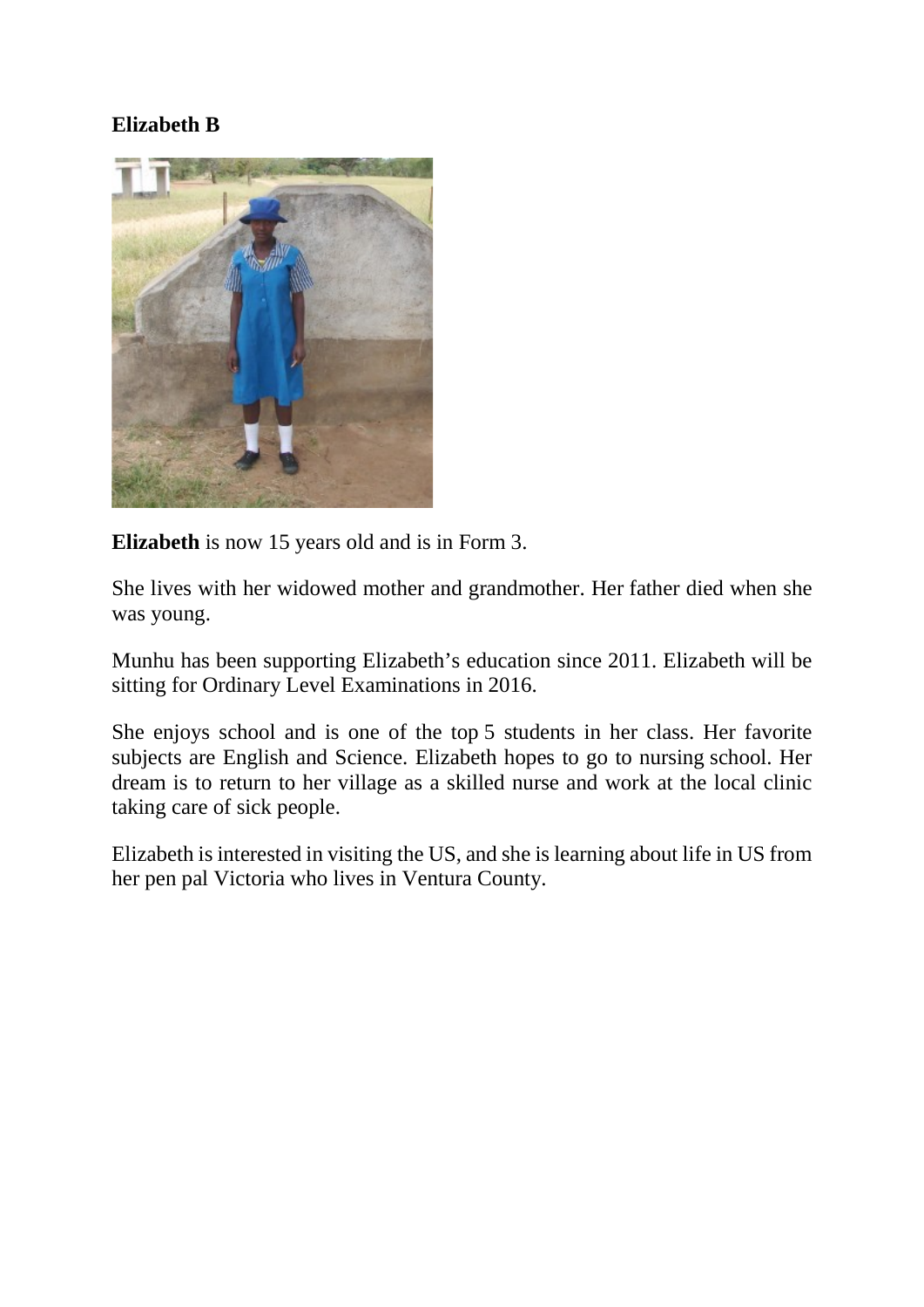**Elizabeth B**

**Elizabeth** is now 15 years old and is in Form 3.

She lives with her widowed mother and grandmother. Her father died when she was young.

Munhu has been supporting Elizabeth's education since 2011. Elizabeth will be sitting for Ordinary Level Examinations in 2016.

She enjoys school and is one of the top 5 students in her class. Her favorite subjects are English and Science. Elizabeth hopes to go to nursing school. Her dream is to return to her village as a skilled nurse and work at the local clinic taking care of sick people.

Elizabeth is interested in visiting the US, and she is learning about life in US from her pen pal Victoria who lives in Ventura County.